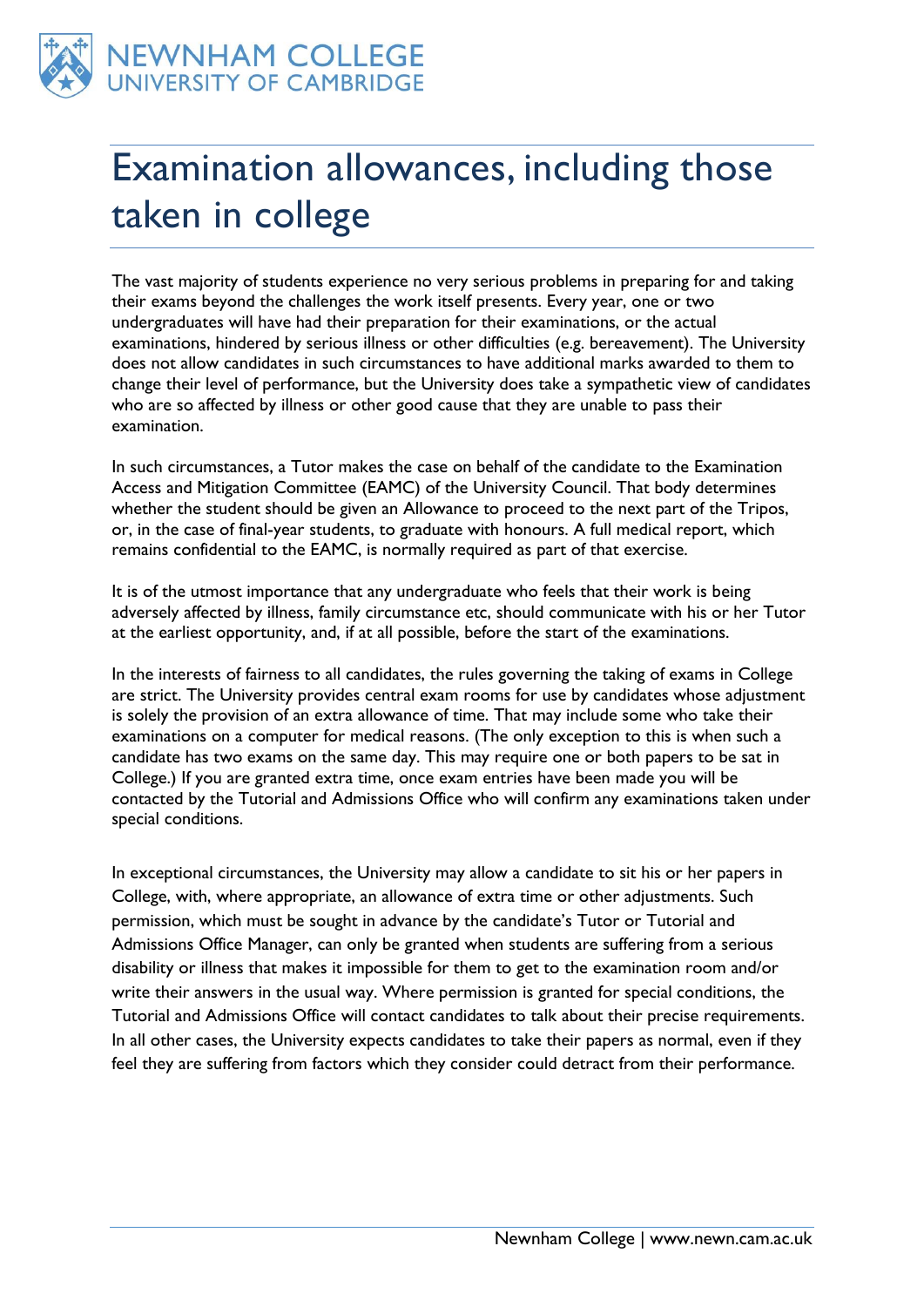# Examination allowances, including those taken in college

The vast majority of students experience no very serious problems in preparing for and taking their exams beyond the challenges the work itself presents. Every year, one or two undergraduates will have had their preparation for their examinations, or the actual examinations, hindered by serious illness or other difficulties (e.g. bereavement). The University does not allow candidates in such circumstances to have additional marks awarded to them to change their level of performance, but the University does take a sympathetic view of candidates who are so affected by illness or other good cause that they are unable to pass their examination.

In such circumstances, a Tutor makes the case on behalf of the candidate to the Examination Access and Mitigation Committee (EAMC) of the University Council. That body determines whether the student should be given an Allowance to proceed to the next part of the Tripos, or, in the case of final-year students, to graduate with honours. A full medical report, which remains confidential to the EAMC, is normally required as part of that exercise.

It is of the utmost importance that any undergraduate who feels that their work is being adversely affected by illness, family circumstance etc, should communicate with his or her Tutor at the earliest opportunity, and, if at all possible, before the start of the examinations.

In the interests of fairness to all candidates, the rules governing the taking of exams in College are strict. The University provides central exam rooms for use by candidates whose adjustment is solely the provision of an extra allowance of time. That may include some who take their examinations on a computer for medical reasons. (The only exception to this is when such a candidate has two exams on the same day. This may require one or both papers to be sat in College.) If you are granted extra time, once exam entries have been made you will be contacted by the Tutorial and Admissions Office who will confirm any examinations taken under special conditions.

In exceptional circumstances, the University may allow a candidate to sit his or her papers in College, with, where appropriate, an allowance of extra time or other adjustments. Such permission, which must be sought in advance by the candidate's Tutor or Tutorial and Admissions Office Manager, can only be granted when students are suffering from a serious disability or illness that makes it impossible for them to get to the examination room and/or write their answers in the usual way. Where permission is granted for special conditions, the Tutorial and Admissions Office will contact candidates to talk about their precise requirements. In all other cases, the University expects candidates to take their papers as normal, even if they feel they are suffering from factors which they consider could detract from their performance.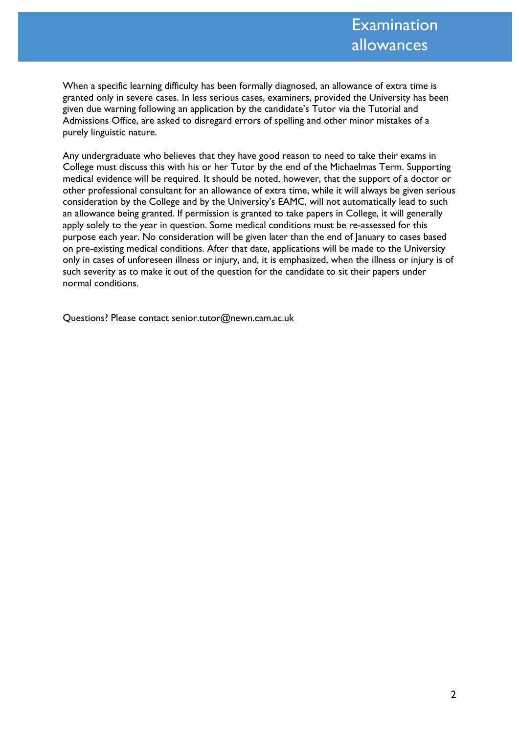# Examination allowances

When a specific learning difficulty has been formally diagnosed, an allowance of extra time is granted only in severe cases. In less serious cases, examiners, provided the University has been given due warning following an application by the candidate's Tutor via the Tutorial and Admissions Office, are asked to disregard errors of spelling and other minor mistakes of a purely linguistic nature.

Any undergraduate who believes that they have good reason to need to take their exams in College must discuss this with his or her Tutor by the end of the Michaelmas Term. Supporting medical evidence will be required. It should be noted, however, that the support of a doctor or other professional consultant for an allowance of extra time, while it will always be given serious consideration by the College and by the University's EAMC, will not automatically lead to such an allowance being granted. If permission is granted to take papers in College, it will generally apply solely to the year in question. Some medical conditions must be re-assessed for this purpose each year. No consideration will be given later than the end of January to cases based on pre-existing medical conditions. After that date, applications will be made to the University only in cases of unforeseen illness or injury, and, it is emphasized, when the illness or injury is of such severity as to make it out of the question for the candidate to sit their papers under normal conditions.

Questions? Please contact senior.tutor@newn.cam.ac.uk